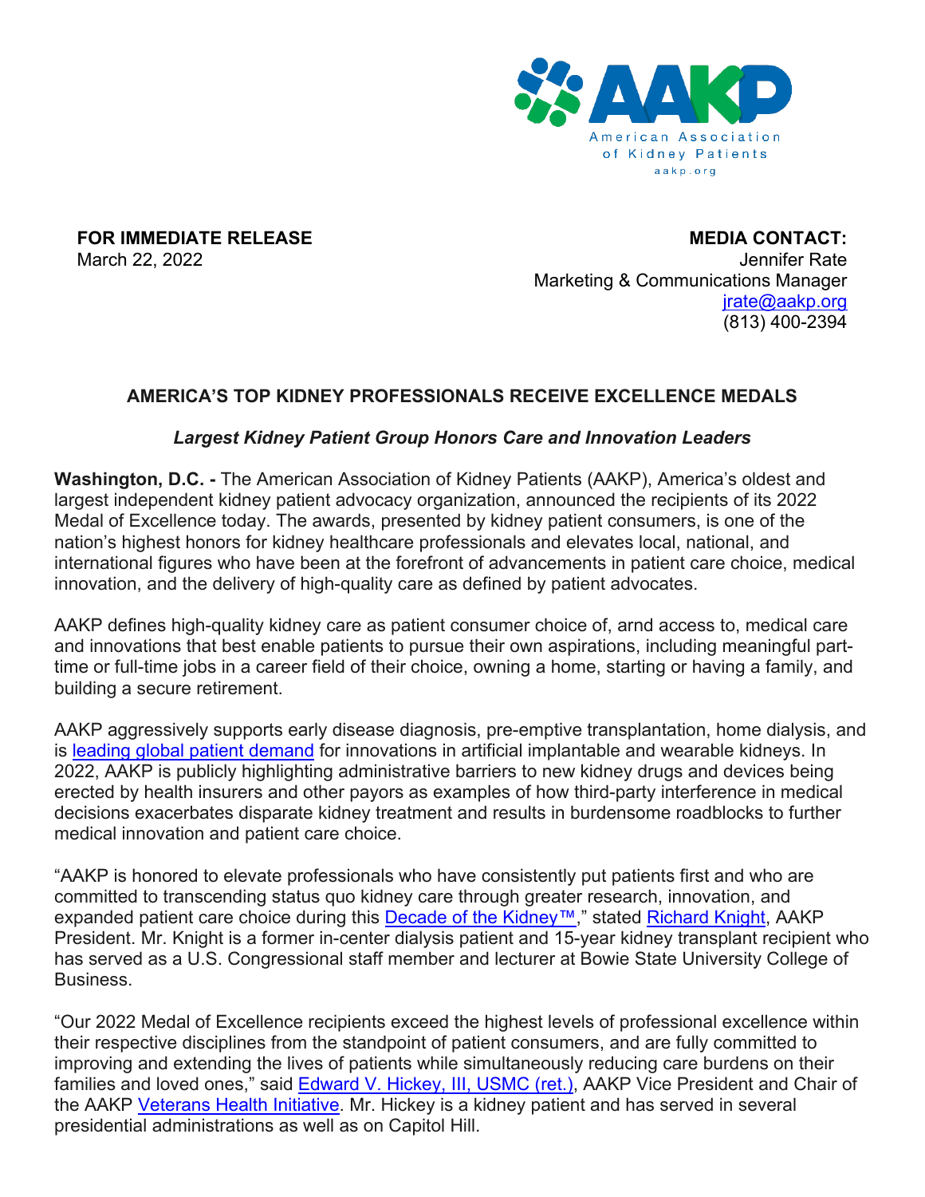American Association of Kidney Patients
aakp.org

**FOR IMMEDIATE RELEASE**
March 22, 2022

**MEDIA CONTACT:**
Jennifer Rate
Marketing & Communications Manager
jrate@aakp.org
(813) 400-2394

## AMERICA'S TOP KIDNEY PROFESSIONALS RECEIVE EXCELLENCE MEDALS

***Largest Kidney Patient Group Honors Care and Innovation Leaders***

**Washington, D.C. -** The American Association of Kidney Patients (AAKP), America's oldest and largest independent kidney patient advocacy organization, announced the recipients of its 2022 Medal of Excellence today. The awards, presented by kidney patient consumers, is one of the nation's highest honors for kidney healthcare professionals and elevates local, national, and international figures who have been at the forefront of advancements in patient care choice, medical innovation, and the delivery of high-quality care as defined by patient advocates.

AAKP defines high-quality kidney care as patient consumer choice of, arnd access to, medical care and innovations that best enable patients to pursue their own aspirations, including meaningful part-time or full-time jobs in a career field of their choice, owning a home, starting or having a family, and building a secure retirement.

AAKP aggressively supports early disease diagnosis, pre-emptive transplantation, home dialysis, and is leading global patient demand for innovations in artificial implantable and wearable kidneys. In 2022, AAKP is publicly highlighting administrative barriers to new kidney drugs and devices being erected by health insurers and other payors as examples of how third-party interference in medical decisions exacerbates disparate kidney treatment and results in burdensome roadblocks to further medical innovation and patient care choice.

"AAKP is honored to elevate professionals who have consistently put patients first and who are committed to transcending status quo kidney care through greater research, innovation, and expanded patient care choice during this Decade of the Kidney™," stated Richard Knight, AAKP President. Mr. Knight is a former in-center dialysis patient and 15-year kidney transplant recipient who has served as a U.S. Congressional staff member and lecturer at Bowie State University College of Business.

"Our 2022 Medal of Excellence recipients exceed the highest levels of professional excellence within their respective disciplines from the standpoint of patient consumers, and are fully committed to improving and extending the lives of patients while simultaneously reducing care burdens on their families and loved ones," said Edward V. Hickey, III, USMC (ret.), AAKP Vice President and Chair of the AAKP Veterans Health Initiative. Mr. Hickey is a kidney patient and has served in several presidential administrations as well as on Capitol Hill.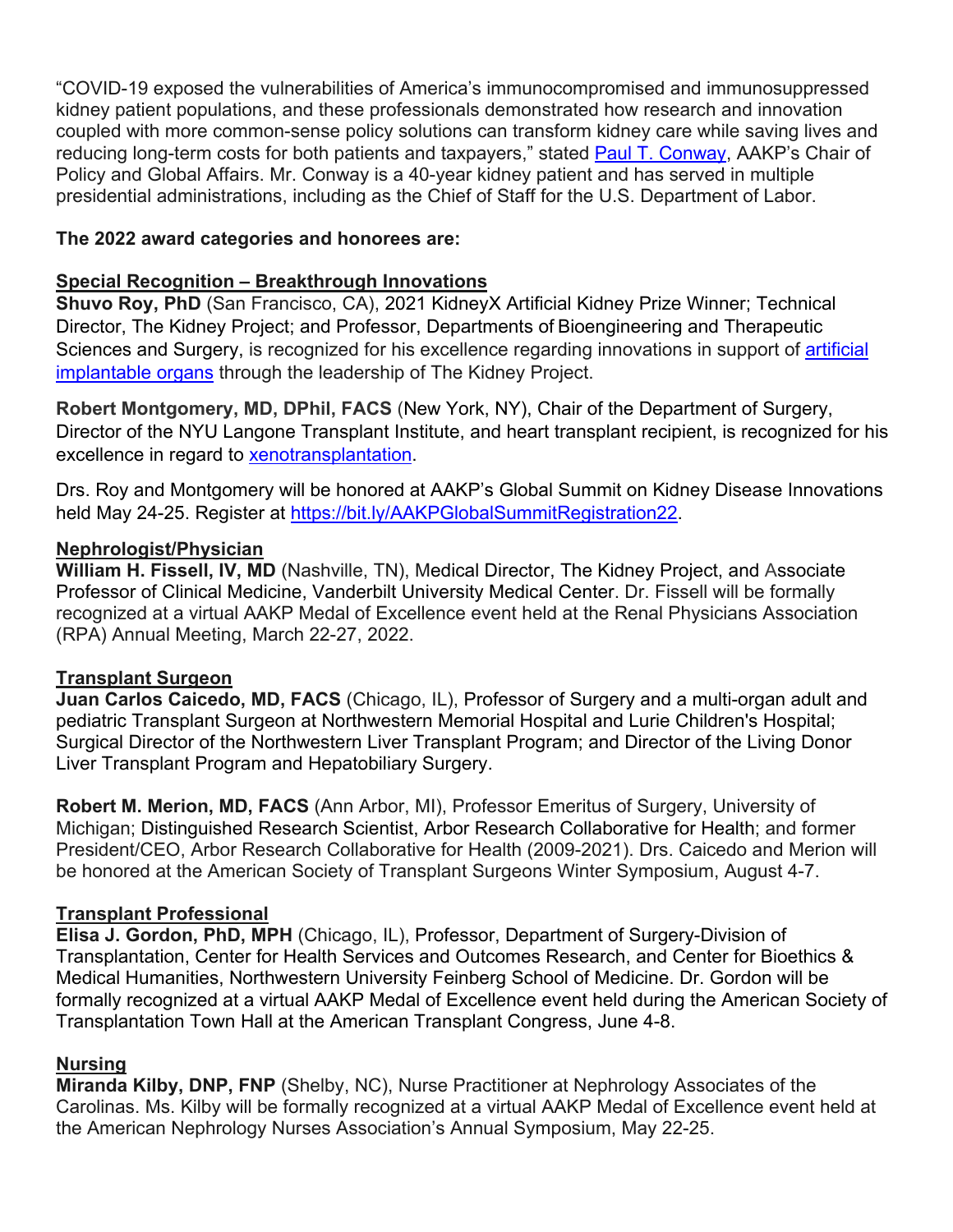"COVID-19 exposed the vulnerabilities of America's immunocompromised and immunosuppressed kidney patient populations, and these professionals demonstrated how research and innovation coupled with more common-sense policy solutions can transform kidney care while saving lives and reducing long-term costs for both patients and taxpayers," stated [Paul T. Conway](), AAKP's Chair of Policy and Global Affairs. Mr. Conway is a 40-year kidney patient and has served in multiple presidential administrations, including as the Chief of Staff for the U.S. Department of Labor.

**The 2022 award categories and honorees are:**

**Special Recognition – Breakthrough Innovations**

**Shuvo Roy, PhD** (San Francisco, CA), 2021 KidneyX Artificial Kidney Prize Winner; Technical Director, The Kidney Project; and Professor, Departments of Bioengineering and Therapeutic Sciences and Surgery, is recognized for his excellence regarding innovations in support of [artificial implantable organs]() through the leadership of The Kidney Project.

**Robert Montgomery, MD, DPhil, FACS** (New York, NY), Chair of the Department of Surgery, Director of the NYU Langone Transplant Institute, and heart transplant recipient, is recognized for his excellence in regard to [xenotransplantation]().

Drs. Roy and Montgomery will be honored at AAKP's Global Summit on Kidney Disease Innovations held May 24-25. Register at https://bit.ly/AAKPGlobalSummitRegistration22.

**Nephrologist/Physician**

**William H. Fissell, IV, MD** (Nashville, TN), Medical Director, The Kidney Project, and Associate Professor of Clinical Medicine, Vanderbilt University Medical Center. Dr. Fissell will be formally recognized at a virtual AAKP Medal of Excellence event held at the Renal Physicians Association (RPA) Annual Meeting, March 22-27, 2022.

**Transplant Surgeon**

**Juan Carlos Caicedo, MD, FACS** (Chicago, IL), Professor of Surgery and a multi-organ adult and pediatric Transplant Surgeon at Northwestern Memorial Hospital and Lurie Children's Hospital; Surgical Director of the Northwestern Liver Transplant Program; and Director of the Living Donor Liver Transplant Program and Hepatobiliary Surgery.

**Robert M. Merion, MD, FACS** (Ann Arbor, MI), Professor Emeritus of Surgery, University of Michigan; Distinguished Research Scientist, Arbor Research Collaborative for Health; and former President/CEO, Arbor Research Collaborative for Health (2009-2021). Drs. Caicedo and Merion will be honored at the American Society of Transplant Surgeons Winter Symposium, August 4-7.

**Transplant Professional**

**Elisa J. Gordon, PhD, MPH** (Chicago, IL), Professor, Department of Surgery-Division of Transplantation, Center for Health Services and Outcomes Research, and Center for Bioethics & Medical Humanities, Northwestern University Feinberg School of Medicine. Dr. Gordon will be formally recognized at a virtual AAKP Medal of Excellence event held during the American Society of Transplantation Town Hall at the American Transplant Congress, June 4-8.

**Nursing**

**Miranda Kilby, DNP, FNP** (Shelby, NC), Nurse Practitioner at Nephrology Associates of the Carolinas. Ms. Kilby will be formally recognized at a virtual AAKP Medal of Excellence event held at the American Nephrology Nurses Association's Annual Symposium, May 22-25.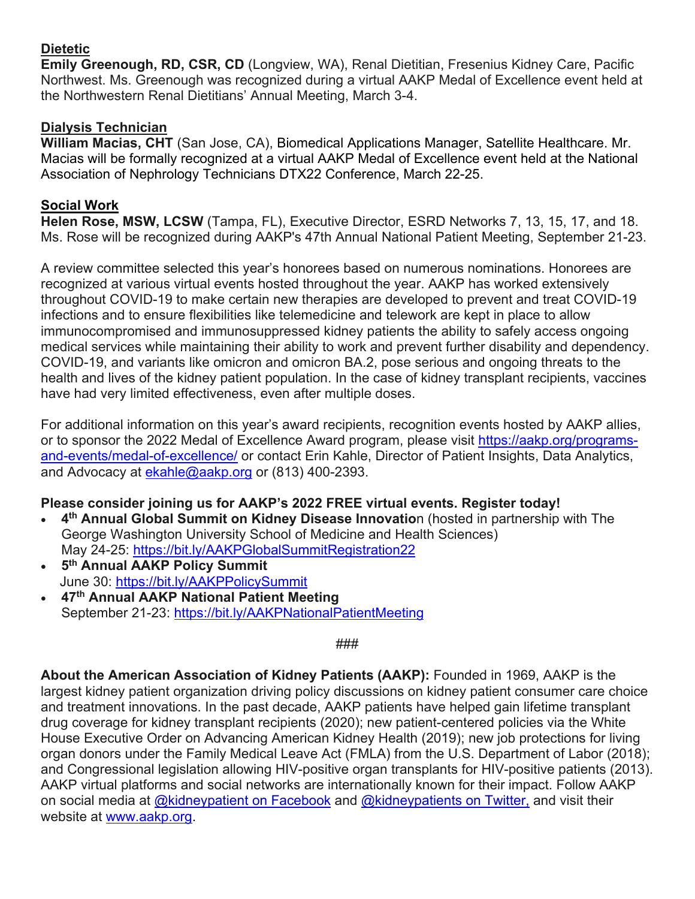**<u>Dietetic</u>**
**Emily Greenough, RD, CSR, CD** (Longview, WA), Renal Dietitian, Fresenius Kidney Care, Pacific Northwest. Ms. Greenough was recognized during a virtual AAKP Medal of Excellence event held at the Northwestern Renal Dietitians' Annual Meeting, March 3-4.

**<u>Dialysis Technician</u>**
**William Macias, CHT** (San Jose, CA), Biomedical Applications Manager, Satellite Healthcare. Mr. Macias will be formally recognized at a virtual AAKP Medal of Excellence event held at the National Association of Nephrology Technicians DTX22 Conference, March 22-25.

**<u>Social Work</u>**
**Helen Rose, MSW, LCSW** (Tampa, FL), Executive Director, ESRD Networks 7, 13, 15, 17, and 18. Ms. Rose will be recognized during AAKP's 47th Annual National Patient Meeting, September 21-23.

A review committee selected this year's honorees based on numerous nominations. Honorees are recognized at various virtual events hosted throughout the year. AAKP has worked extensively throughout COVID-19 to make certain new therapies are developed to prevent and treat COVID-19 infections and to ensure flexibilities like telemedicine and telework are kept in place to allow immunocompromised and immunosuppressed kidney patients the ability to safely access ongoing medical services while maintaining their ability to work and prevent further disability and dependency. COVID-19, and variants like omicron and omicron BA.2, pose serious and ongoing threats to the health and lives of the kidney patient population. In the case of kidney transplant recipients, vaccines have had very limited effectiveness, even after multiple doses.

For additional information on this year's award recipients, recognition events hosted by AAKP allies, or to sponsor the 2022 Medal of Excellence Award program, please visit [https://aakp.org/programs-and-events/medal-of-excellence/](https://aakp.org/programs-and-events/medal-of-excellence/) or contact Erin Kahle, Director of Patient Insights, Data Analytics, and Advocacy at [ekahle@aakp.org](mailto:ekahle@aakp.org) or (813) 400-2393.

**Please consider joining us for AAKP's 2022 FREE virtual events. Register today!**

- **4th Annual Global Summit on Kidney Disease Innovation** (hosted in partnership with The George Washington University School of Medicine and Health Sciences)
  May 24-25: [https://bit.ly/AAKPGlobalSummitRegistration22](https://bit.ly/AAKPGlobalSummitRegistration22)
- **5th Annual AAKP Policy Summit**
  June 30: [https://bit.ly/AAKPPolicySummit](https://bit.ly/AAKPPolicySummit)
- **47th Annual AAKP National Patient Meeting**
  September 21-23: [https://bit.ly/AAKPNationalPatientMeeting](https://bit.ly/AAKPNationalPatientMeeting)

###

**About the American Association of Kidney Patients (AAKP):** Founded in 1969, AAKP is the largest kidney patient organization driving policy discussions on kidney patient consumer care choice and treatment innovations. In the past decade, AAKP patients have helped gain lifetime transplant drug coverage for kidney transplant recipients (2020); new patient-centered policies via the White House Executive Order on Advancing American Kidney Health (2019); new job protections for living organ donors under the Family Medical Leave Act (FMLA) from the U.S. Department of Labor (2018); and Congressional legislation allowing HIV-positive organ transplants for HIV-positive patients (2013). AAKP virtual platforms and social networks are internationally known for their impact. Follow AAKP on social media at @kidneypatient on Facebook and @kidneypatients on Twitter, and visit their website at [www.aakp.org](http://www.aakp.org).